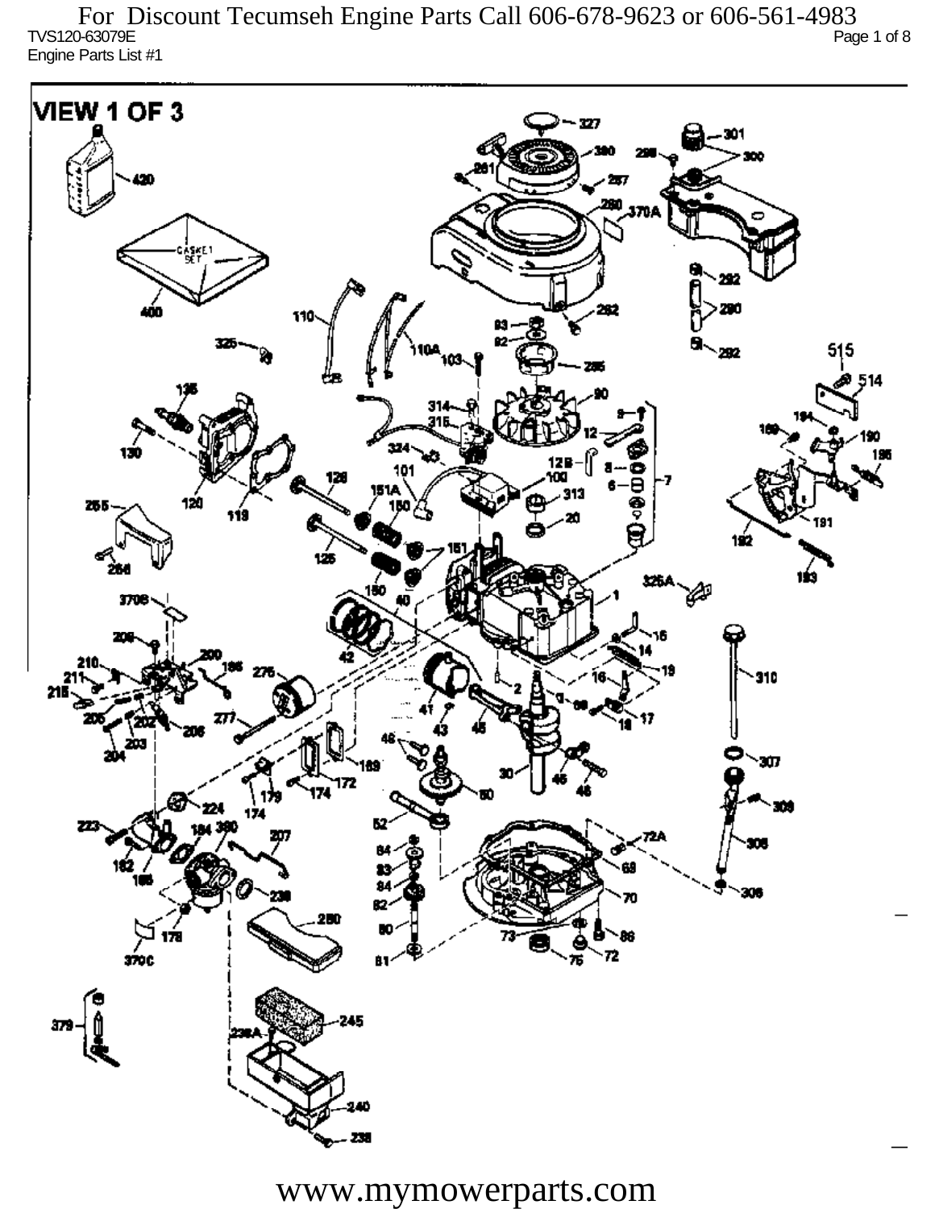For Discount Tecumseh Engine Parts Call 606-678-9623 or 606-561-4983

TVS120-63079E

Engine Parts List #1

# VIEW 1 OF 3

www.mymowerparts.com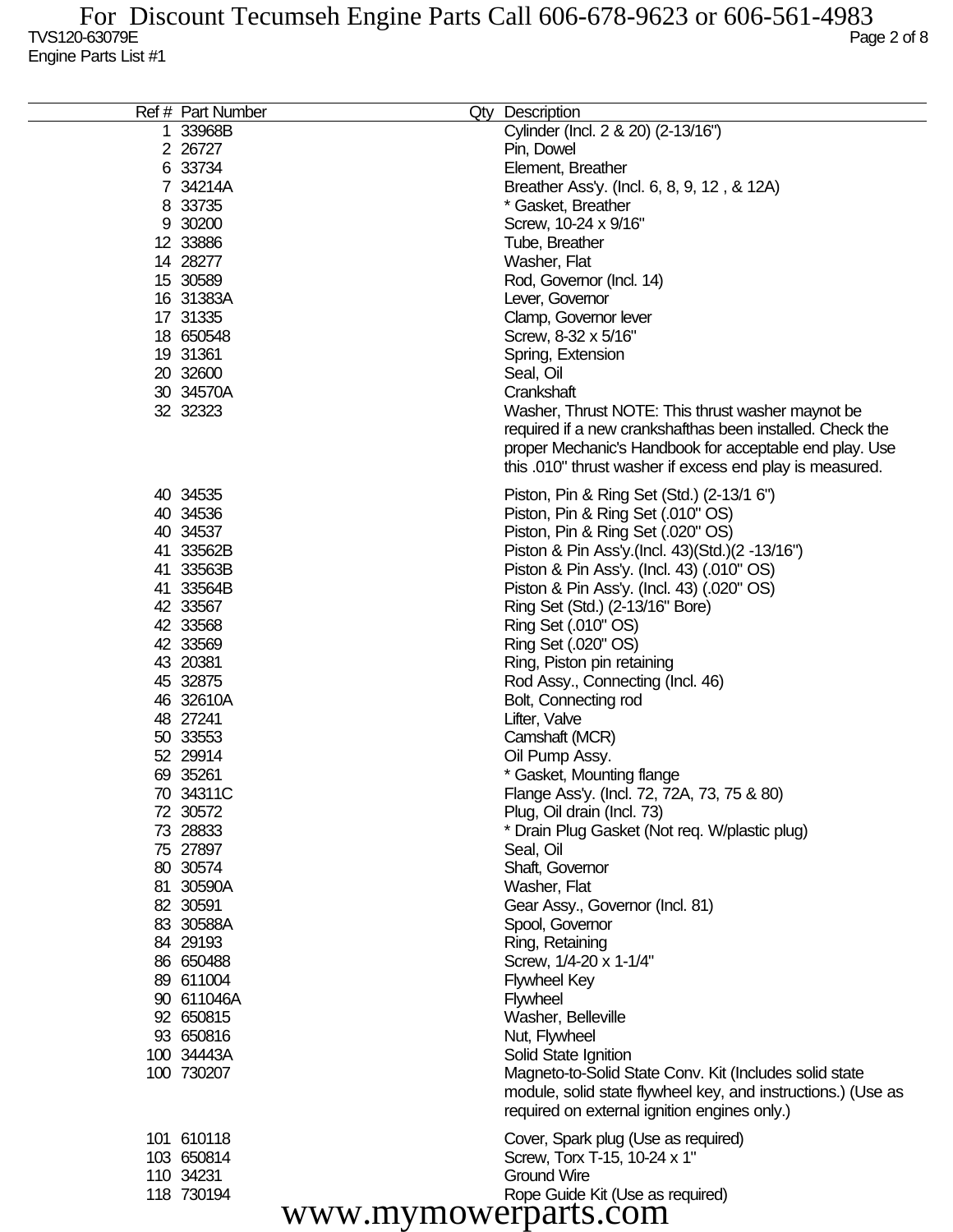TVS120-63079E

Engine Parts List #1

| Ref # | Part Number | Qty | Description |
|---|---|---|---|
| 1 | 33968B | | Cylinder (Incl. 2 & 20) (2-13/16") |
| 2 | 26727 | | Pin, Dowel |
| 6 | 33734 | | Element, Breather |
| 7 | 34214A | | Breather Ass'y. (Incl. 6, 8, 9, 12 , & 12A) |
| 8 | 33735 | | * Gasket, Breather |
| 9 | 30200 | | Screw, 10-24 x 9/16" |
| 12 | 33886 | | Tube, Breather |
| 14 | 28277 | | Washer, Flat |
| 15 | 30589 | | Rod, Governor (Incl. 14) |
| 16 | 31383A | | Lever, Governor |
| 17 | 31335 | | Clamp, Governor lever |
| 18 | 650548 | | Screw, 8-32 x 5/16" |
| 19 | 31361 | | Spring, Extension |
| 20 | 32600 | | Seal, Oil |
| 30 | 34570A | | Crankshaft |
| 32 | 32323 | | Washer, Thrust NOTE: This thrust washer maynot be required if a new crankshafthas been installed. Check the proper Mechanic's Handbook for acceptable end play. Use this .010" thrust washer if excess end play is measured. |
| 40 | 34535 | | Piston, Pin & Ring Set (Std.) (2-13/1 6") |
| 40 | 34536 | | Piston, Pin & Ring Set (.010" OS) |
| 40 | 34537 | | Piston, Pin & Ring Set (.020" OS) |
| 41 | 33562B | | Piston & Pin Ass'y.(Incl. 43)(Std.)(2 -13/16") |
| 41 | 33563B | | Piston & Pin Ass'y. (Incl. 43) (.010" OS) |
| 41 | 33564B | | Piston & Pin Ass'y. (Incl. 43) (.020" OS) |
| 42 | 33567 | | Ring Set (Std.) (2-13/16" Bore) |
| 42 | 33568 | | Ring Set (.010" OS) |
| 42 | 33569 | | Ring Set (.020" OS) |
| 43 | 20381 | | Ring, Piston pin retaining |
| 45 | 32875 | | Rod Assy., Connecting (Incl. 46) |
| 46 | 32610A | | Bolt, Connecting rod |
| 48 | 27241 | | Lifter, Valve |
| 50 | 33553 | | Camshaft (MCR) |
| 52 | 29914 | | Oil Pump Assy. |
| 69 | 35261 | | * Gasket, Mounting flange |
| 70 | 34311C | | Flange Ass'y. (Incl. 72, 72A, 73, 75 & 80) |
| 72 | 30572 | | Plug, Oil drain (Incl. 73) |
| 73 | 28833 | | * Drain Plug Gasket (Not req. W/plastic plug) |
| 75 | 27897 | | Seal, Oil |
| 80 | 30574 | | Shaft, Governor |
| 81 | 30590A | | Washer, Flat |
| 82 | 30591 | | Gear Assy., Governor (Incl. 81) |
| 83 | 30588A | | Spool, Governor |
| 84 | 29193 | | Ring, Retaining |
| 86 | 650488 | | Screw, 1/4-20 x 1-1/4" |
| 89 | 611004 | | Flywheel Key |
| 90 | 611046A | | Flywheel |
| 92 | 650815 | | Washer, Belleville |
| 93 | 650816 | | Nut, Flywheel |
| 100 | 34443A | | Solid State Ignition |
| 100 | 730207 | | Magneto-to-Solid State Conv. Kit (Includes solid state module, solid state flywheel key, and instructions.) (Use as required on external ignition engines only.) |
| 101 | 610118 | | Cover, Spark plug (Use as required) |
| 103 | 650814 | | Screw, Torx T-15, 10-24 x 1" |
| 110 | 34231 | | Ground Wire |
| 118 | 730194 | | Rope Guide Kit (Use as required) |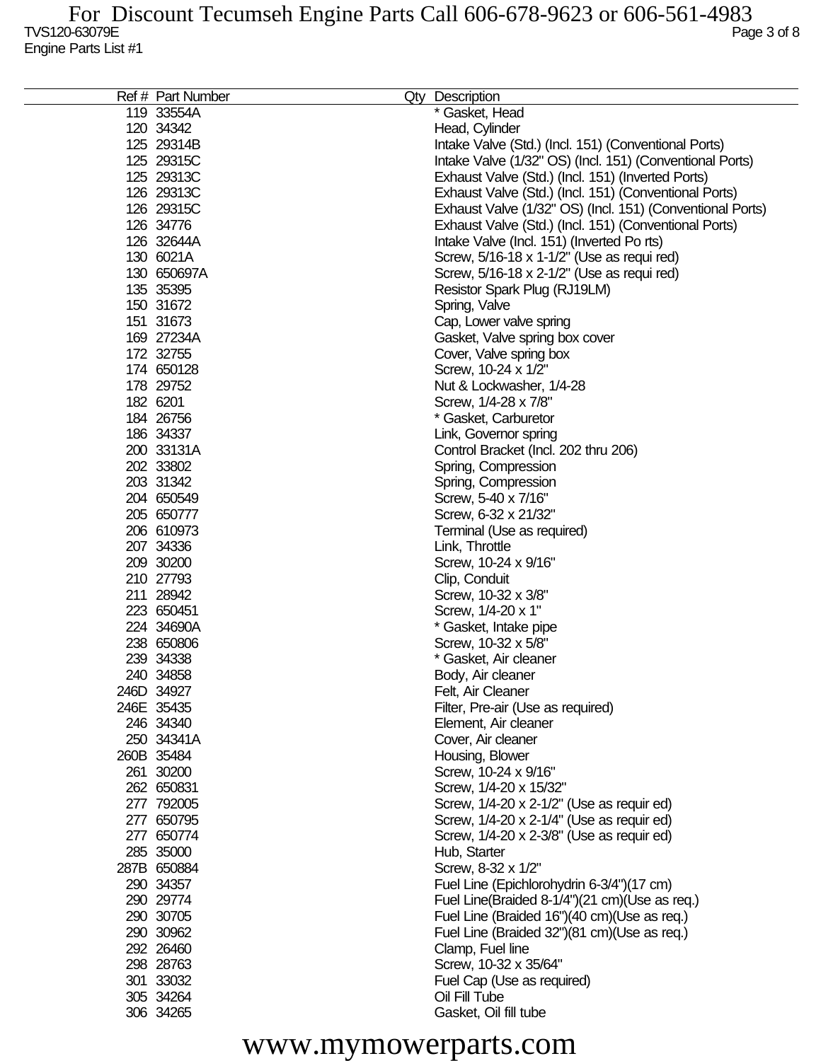| Ref # | Part Number | Qty | Description |
|---|---|---|---|
| 119 | 33554A | | * Gasket, Head |
| 120 | 34342 | | Head, Cylinder |
| 125 | 29314B | | Intake Valve (Std.) (Incl. 151) (Conventional Ports) |
| 125 | 29315C | | Intake Valve (1/32" OS) (Incl. 151) (Conventional Ports) |
| 125 | 29313C | | Exhaust Valve (Std.) (Incl. 151) (Inverted Ports) |
| 126 | 29313C | | Exhaust Valve (Std.) (Incl. 151) (Conventional Ports) |
| 126 | 29315C | | Exhaust Valve (1/32" OS) (Incl. 151) (Conventional Ports) |
| 126 | 34776 | | Exhaust Valve (Std.) (Incl. 151) (Conventional Ports) |
| 126 | 32644A | | Intake Valve (Incl. 151) (Inverted Po rts) |
| 130 | 6021A | | Screw, 5/16-18 x 1-1/2" (Use as requi red) |
| 130 | 650697A | | Screw, 5/16-18 x 2-1/2" (Use as requi red) |
| 135 | 35395 | | Resistor Spark Plug (RJ19LM) |
| 150 | 31672 | | Spring, Valve |
| 151 | 31673 | | Cap, Lower valve spring |
| 169 | 27234A | | Gasket, Valve spring box cover |
| 172 | 32755 | | Cover, Valve spring box |
| 174 | 650128 | | Screw, 10-24 x 1/2" |
| 178 | 29752 | | Nut & Lockwasher, 1/4-28 |
| 182 | 6201 | | Screw, 1/4-28 x 7/8" |
| 184 | 26756 | | * Gasket, Carburetor |
| 186 | 34337 | | Link, Governor spring |
| 200 | 33131A | | Control Bracket (Incl. 202 thru 206) |
| 202 | 33802 | | Spring, Compression |
| 203 | 31342 | | Spring, Compression |
| 204 | 650549 | | Screw, 5-40 x 7/16" |
| 205 | 650777 | | Screw, 6-32 x 21/32" |
| 206 | 610973 | | Terminal (Use as required) |
| 207 | 34336 | | Link, Throttle |
| 209 | 30200 | | Screw, 10-24 x 9/16" |
| 210 | 27793 | | Clip, Conduit |
| 211 | 28942 | | Screw, 10-32 x 3/8" |
| 223 | 650451 | | Screw, 1/4-20 x 1" |
| 224 | 34690A | | * Gasket, Intake pipe |
| 238 | 650806 | | Screw, 10-32 x 5/8" |
| 239 | 34338 | | * Gasket, Air cleaner |
| 240 | 34858 | | Body, Air cleaner |
| 246D | 34927 | | Felt, Air Cleaner |
| 246E | 35435 | | Filter, Pre-air (Use as required) |
| 246 | 34340 | | Element, Air cleaner |
| 250 | 34341A | | Cover, Air cleaner |
| 260B | 35484 | | Housing, Blower |
| 261 | 30200 | | Screw, 10-24 x 9/16" |
| 262 | 650831 | | Screw, 1/4-20 x 15/32" |
| 277 | 792005 | | Screw, 1/4-20 x 2-1/2" (Use as requir ed) |
| 277 | 650795 | | Screw, 1/4-20 x 2-1/4" (Use as requir ed) |
| 277 | 650774 | | Screw, 1/4-20 x 2-3/8" (Use as requir ed) |
| 285 | 35000 | | Hub, Starter |
| 287B | 650884 | | Screw, 8-32 x 1/2" |
| 290 | 34357 | | Fuel Line (Epichlorohydrin 6-3/4")(17 cm) |
| 290 | 29774 | | Fuel Line(Braided 8-1/4")(21 cm)(Use as req.) |
| 290 | 30705 | | Fuel Line (Braided 16")(40 cm)(Use as req.) |
| 290 | 30962 | | Fuel Line (Braided 32")(81 cm)(Use as req.) |
| 292 | 26460 | | Clamp, Fuel line |
| 298 | 28763 | | Screw, 10-32 x 35/64" |
| 301 | 33032 | | Fuel Cap (Use as required) |
| 305 | 34264 | | Oil Fill Tube |
| 306 | 34265 | | Gasket, Oil fill tube |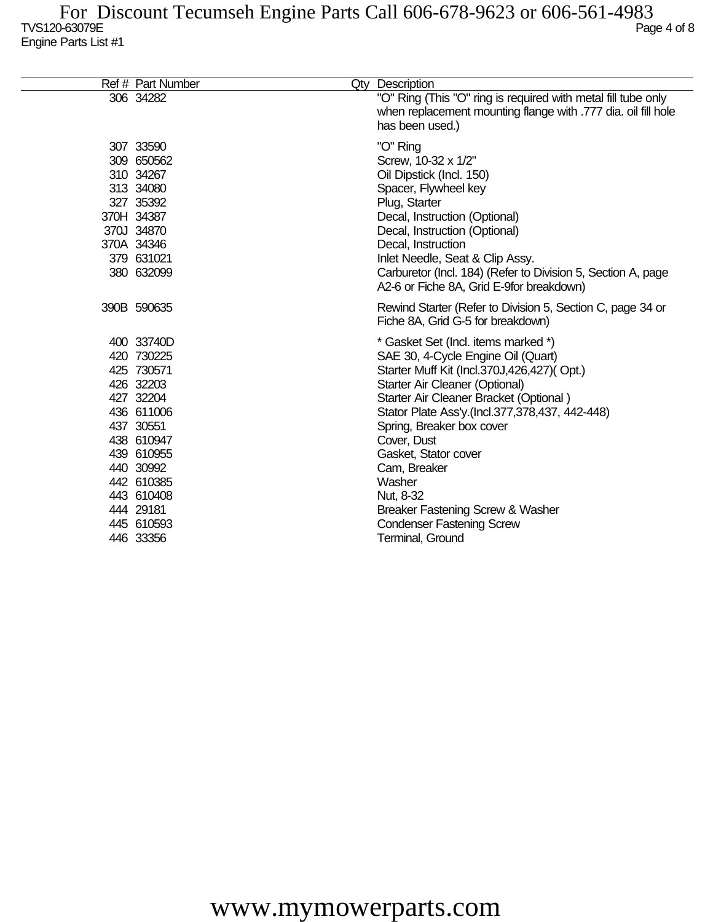| Ref # | Part Number | Qty | Description |
|---|---|---|---|
| 306 | 34282 | | "O" Ring (This "O" ring is required with metal fill tube only when replacement mounting flange with .777 dia. oil fill hole has been used.) |
| 307 | 33590 | | "O" Ring |
| 309 | 650562 | | Screw, 10-32 x 1/2" |
| 310 | 34267 | | Oil Dipstick (Incl. 150) |
| 313 | 34080 | | Spacer, Flywheel key |
| 327 | 35392 | | Plug, Starter |
| 370H | 34387 | | Decal, Instruction (Optional) |
| 370J | 34870 | | Decal, Instruction (Optional) |
| 370A | 34346 | | Decal, Instruction |
| 379 | 631021 | | Inlet Needle, Seat & Clip Assy. |
| 380 | 632099 | | Carburetor (Incl. 184) (Refer to Division 5, Section A, page A2-6 or Fiche 8A, Grid E-9for breakdown) |
| 390B | 590635 | | Rewind Starter (Refer to Division 5, Section C, page 34 or Fiche 8A, Grid G-5 for breakdown) |
| 400 | 33740D | | * Gasket Set (Incl. items marked *) |
| 420 | 730225 | | SAE 30, 4-Cycle Engine Oil (Quart) |
| 425 | 730571 | | Starter Muff Kit (Incl.370J,426,427)( Opt.) |
| 426 | 32203 | | Starter Air Cleaner (Optional) |
| 427 | 32204 | | Starter Air Cleaner Bracket (Optional ) |
| 436 | 611006 | | Stator Plate Ass'y.(Incl.377,378,437, 442-448) |
| 437 | 30551 | | Spring, Breaker box cover |
| 438 | 610947 | | Cover, Dust |
| 439 | 610955 | | Gasket, Stator cover |
| 440 | 30992 | | Cam, Breaker |
| 442 | 610385 | | Washer |
| 443 | 610408 | | Nut, 8-32 |
| 444 | 29181 | | Breaker Fastening Screw & Washer |
| 445 | 610593 | | Condenser Fastening Screw |
| 446 | 33356 | | Terminal, Ground |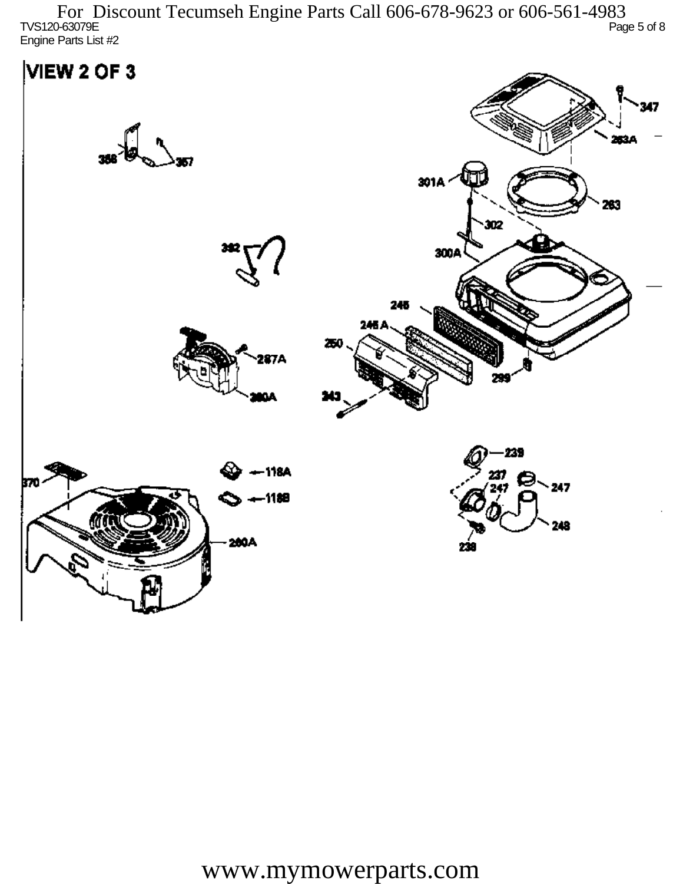For Discount Tecumseh Engine Parts Call 606-678-9623 or 606-561-4983

TVS120-63079E

Engine Parts List #2

# VIEW 2 OF 3

347
263A
356
357
301A
263
302
300A
392
245
245 A
250
287A
299
260A
243
239
118A
370
237
247
247
118B
248
260A
238

www.mymowerparts.com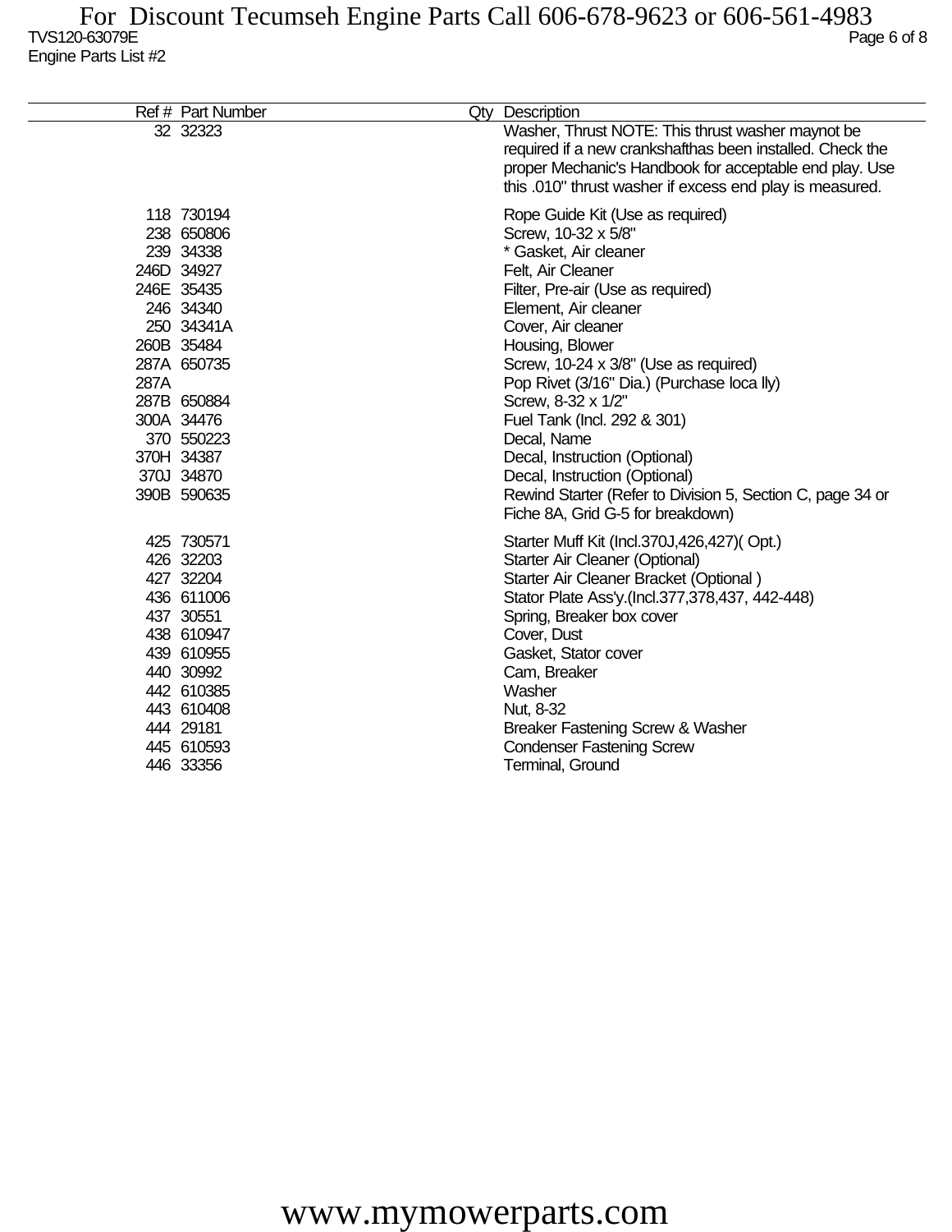| Ref # | Part Number | Qty | Description |
|---|---|---|---|
| 32 | 32323 | | Washer, Thrust NOTE: This thrust washer maynot be required if a new crankshafthas been installed. Check the proper Mechanic's Handbook for acceptable end play. Use this .010" thrust washer if excess end play is measured. |
| 118 | 730194 | | Rope Guide Kit (Use as required) |
| 238 | 650806 | | Screw, 10-32 x 5/8" |
| 239 | 34338 | | * Gasket, Air cleaner |
| 246D | 34927 | | Felt, Air Cleaner |
| 246E | 35435 | | Filter, Pre-air (Use as required) |
| 246 | 34340 | | Element, Air cleaner |
| 250 | 34341A | | Cover, Air cleaner |
| 260B | 35484 | | Housing, Blower |
| 287A | 650735 | | Screw, 10-24 x 3/8" (Use as required) |
| 287A | | | Pop Rivet (3/16" Dia.) (Purchase loca lly) |
| 287B | 650884 | | Screw, 8-32 x 1/2" |
| 300A | 34476 | | Fuel Tank (Incl. 292 & 301) |
| 370 | 550223 | | Decal, Name |
| 370H | 34387 | | Decal, Instruction (Optional) |
| 370J | 34870 | | Decal, Instruction (Optional) |
| 390B | 590635 | | Rewind Starter (Refer to Division 5, Section C, page 34 or Fiche 8A, Grid G-5 for breakdown) |
| 425 | 730571 | | Starter Muff Kit (Incl.370J,426,427)( Opt.) |
| 426 | 32203 | | Starter Air Cleaner (Optional) |
| 427 | 32204 | | Starter Air Cleaner Bracket (Optional ) |
| 436 | 611006 | | Stator Plate Ass'y.(Incl.377,378,437, 442-448) |
| 437 | 30551 | | Spring, Breaker box cover |
| 438 | 610947 | | Cover, Dust |
| 439 | 610955 | | Gasket, Stator cover |
| 440 | 30992 | | Cam, Breaker |
| 442 | 610385 | | Washer |
| 443 | 610408 | | Nut, 8-32 |
| 444 | 29181 | | Breaker Fastening Screw & Washer |
| 445 | 610593 | | Condenser Fastening Screw |
| 446 | 33356 | | Terminal, Ground |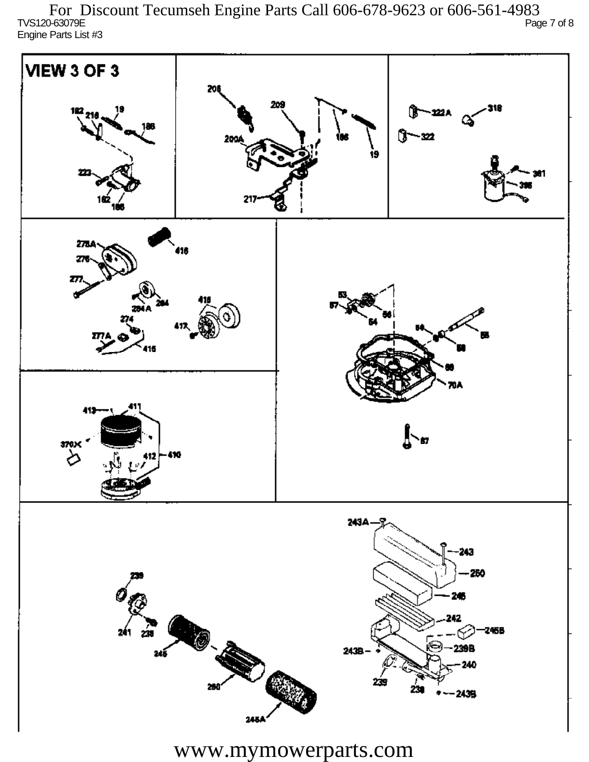# VIEW 3 OF 3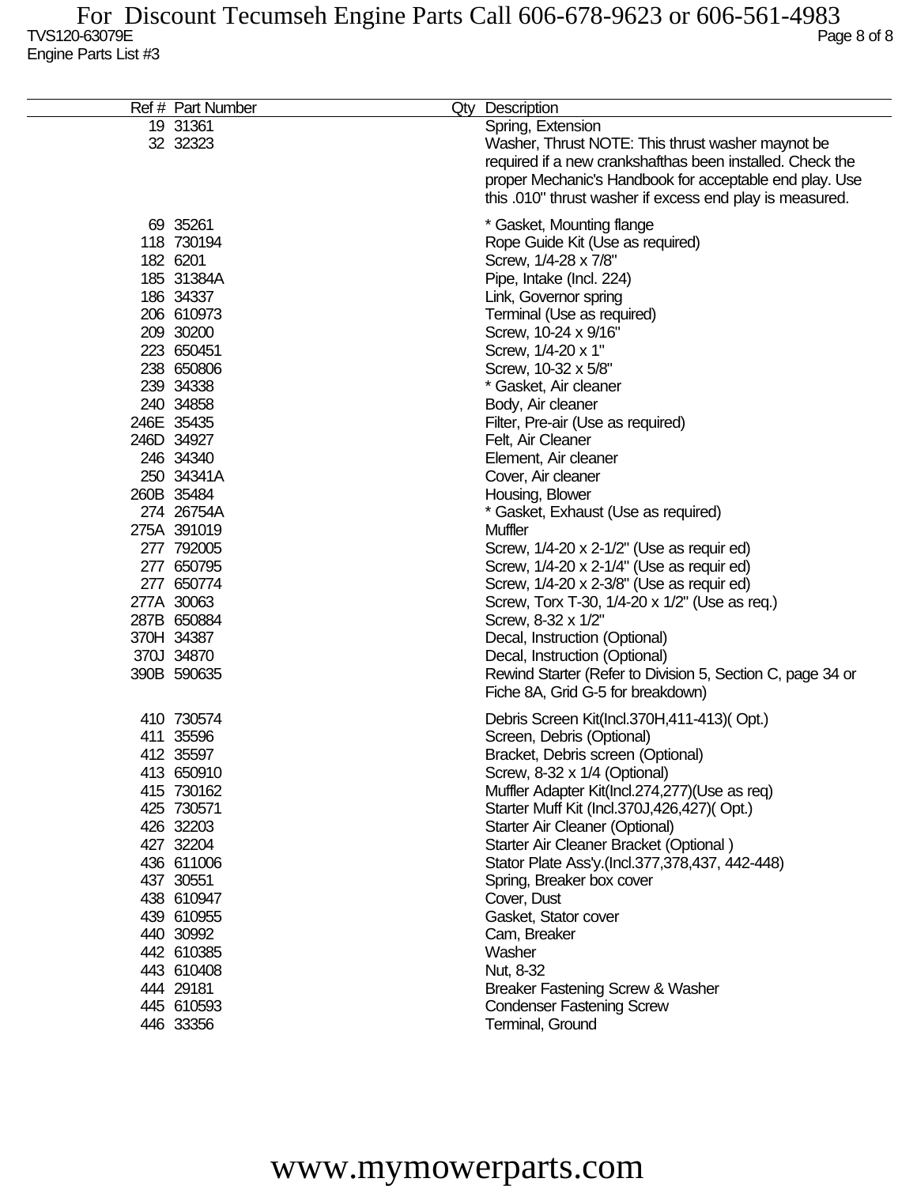| Ref # | Part Number | Qty | Description |
|---|---|---|---|
| 19 | 31361 | | Spring, Extension |
| 32 | 32323 | | Washer, Thrust NOTE: This thrust washer maynot be required if a new crankshafthas been installed. Check the proper Mechanic's Handbook for acceptable end play. Use this .010" thrust washer if excess end play is measured. |
| 69 | 35261 | | * Gasket, Mounting flange |
| 118 | 730194 | | Rope Guide Kit (Use as required) |
| 182 | 6201 | | Screw, 1/4-28 x 7/8" |
| 185 | 31384A | | Pipe, Intake (Incl. 224) |
| 186 | 34337 | | Link, Governor spring |
| 206 | 610973 | | Terminal (Use as required) |
| 209 | 30200 | | Screw, 10-24 x 9/16" |
| 223 | 650451 | | Screw, 1/4-20 x 1" |
| 238 | 650806 | | Screw, 10-32 x 5/8" |
| 239 | 34338 | | * Gasket, Air cleaner |
| 240 | 34858 | | Body, Air cleaner |
| 246E | 35435 | | Filter, Pre-air (Use as required) |
| 246D | 34927 | | Felt, Air Cleaner |
| 246 | 34340 | | Element, Air cleaner |
| 250 | 34341A | | Cover, Air cleaner |
| 260B | 35484 | | Housing, Blower |
| 274 | 26754A | | * Gasket, Exhaust (Use as required) |
| 275A | 391019 | | Muffler |
| 277 | 792005 | | Screw, 1/4-20 x 2-1/2" (Use as requir ed) |
| 277 | 650795 | | Screw, 1/4-20 x 2-1/4" (Use as requir ed) |
| 277 | 650774 | | Screw, 1/4-20 x 2-3/8" (Use as requir ed) |
| 277A | 30063 | | Screw, Torx T-30, 1/4-20 x 1/2" (Use as req.) |
| 287B | 650884 | | Screw, 8-32 x 1/2" |
| 370H | 34387 | | Decal, Instruction (Optional) |
| 370J | 34870 | | Decal, Instruction (Optional) |
| 390B | 590635 | | Rewind Starter (Refer to Division 5, Section C, page 34 or Fiche 8A, Grid G-5 for breakdown) |
| 410 | 730574 | | Debris Screen Kit(Incl.370H,411-413)( Opt.) |
| 411 | 35596 | | Screen, Debris (Optional) |
| 412 | 35597 | | Bracket, Debris screen (Optional) |
| 413 | 650910 | | Screw, 8-32 x 1/4 (Optional) |
| 415 | 730162 | | Muffler Adapter Kit(Incl.274,277)(Use as req) |
| 425 | 730571 | | Starter Muff Kit (Incl.370J,426,427)( Opt.) |
| 426 | 32203 | | Starter Air Cleaner (Optional) |
| 427 | 32204 | | Starter Air Cleaner Bracket (Optional ) |
| 436 | 611006 | | Stator Plate Ass'y.(Incl.377,378,437, 442-448) |
| 437 | 30551 | | Spring, Breaker box cover |
| 438 | 610947 | | Cover, Dust |
| 439 | 610955 | | Gasket, Stator cover |
| 440 | 30992 | | Cam, Breaker |
| 442 | 610385 | | Washer |
| 443 | 610408 | | Nut, 8-32 |
| 444 | 29181 | | Breaker Fastening Screw & Washer |
| 445 | 610593 | | Condenser Fastening Screw |
| 446 | 33356 | | Terminal, Ground |